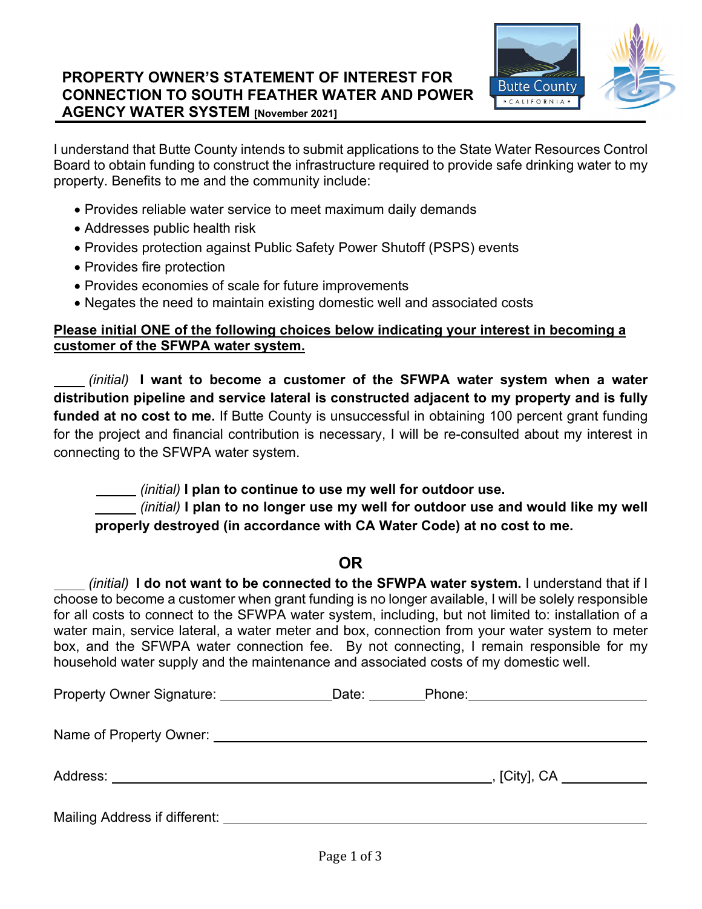# PROPERTY OWNER'S STATEMENT OF INTEREST FOR CONNECTION TO SOUTH FEATHER WATER AND POWER AGENCY WATER SYSTEM [November 2021]

I understand that Butte County intends to submit applications to the State Water Resources Control Board to obtain funding to construct the infrastructure required to provide safe drinking water to my property. Benefits to me and the community include:

- Provides reliable water service to meet maximum daily demands
- Addresses public health risk
- Provides protection against Public Safety Power Shutoff (PSPS) events
- Provides fire protection
- Provides economies of scale for future improvements
- Negates the need to maintain existing domestic well and associated costs

**Please initial ONE of the following choices below indicating your interest in becoming a customer of the SFWPA water system.**

____ *(initial)* **I want to become a customer of the SFWPA water system when a water distribution pipeline and service lateral is constructed adjacent to my property and is fully funded at no cost to me.** If Butte County is unsuccessful in obtaining 100 percent grant funding for the project and financial contribution is necessary, I will be re-consulted about my interest in connecting to the SFWPA water system.

> ______ *(initial)* **I plan to continue to use my well for outdoor use.**
>
> ______ *(initial)* **I plan to no longer use my well for outdoor use and would like my well properly destroyed (in accordance with CA Water Code) at no cost to me.**

**OR**

____ *(initial)* **I do not want to be connected to the SFWPA water system.** I understand that if I choose to become a customer when grant funding is no longer available, I will be solely responsible for all costs to connect to the SFWPA water system, including, but not limited to: installation of a water main, service lateral, a water meter and box, connection from your water system to meter box, and the SFWPA water connection fee. By not connecting, I remain responsible for my household water supply and the maintenance and associated costs of my domestic well.

Property Owner Signature: _______________ Date: ________ Phone: ________________________

Name of Property Owner: ______________________________________________________

Address: ______________________________________________________, [City], CA ____________

Mailing Address if different: ____________________________________________________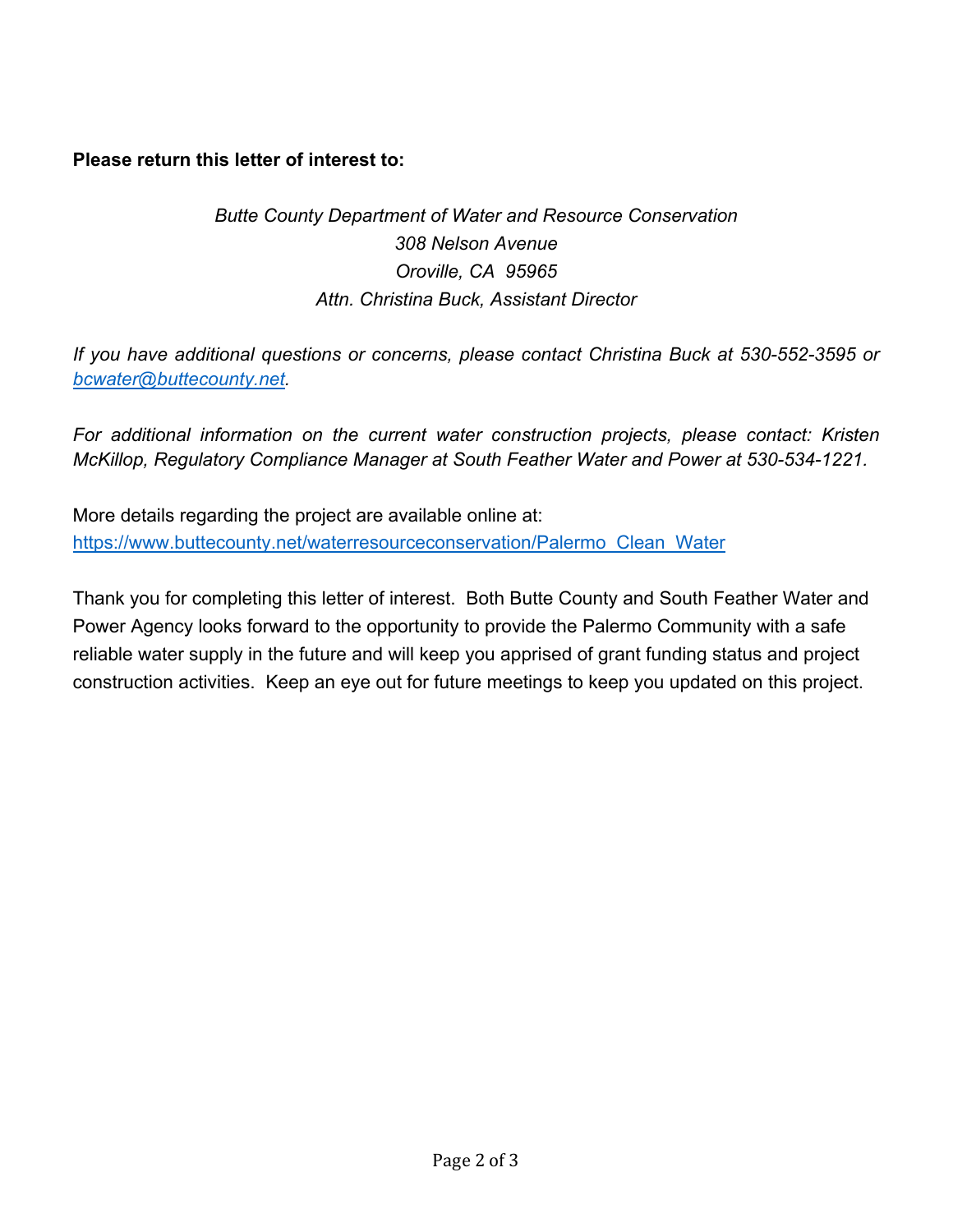**Please return this letter of interest to:**

*Butte County Department of Water and Resource Conservation*
*308 Nelson Avenue*
*Oroville, CA 95965*
*Attn. Christina Buck, Assistant Director*

*If you have additional questions or concerns, please contact Christina Buck at 530-552-3595 or [bcwater@buttecounty.net](mailto:bcwater@buttecounty.net).*

*For additional information on the current water construction projects, please contact: Kristen McKillop, Regulatory Compliance Manager at South Feather Water and Power at 530-534-1221.*

More details regarding the project are available online at:
[https://www.buttecounty.net/waterresourceconservation/Palermo_Clean_Water](https://www.buttecounty.net/waterresourceconservation/Palermo_Clean_Water)

Thank you for completing this letter of interest. Both Butte County and South Feather Water and Power Agency looks forward to the opportunity to provide the Palermo Community with a safe reliable water supply in the future and will keep you apprised of grant funding status and project construction activities. Keep an eye out for future meetings to keep you updated on this project.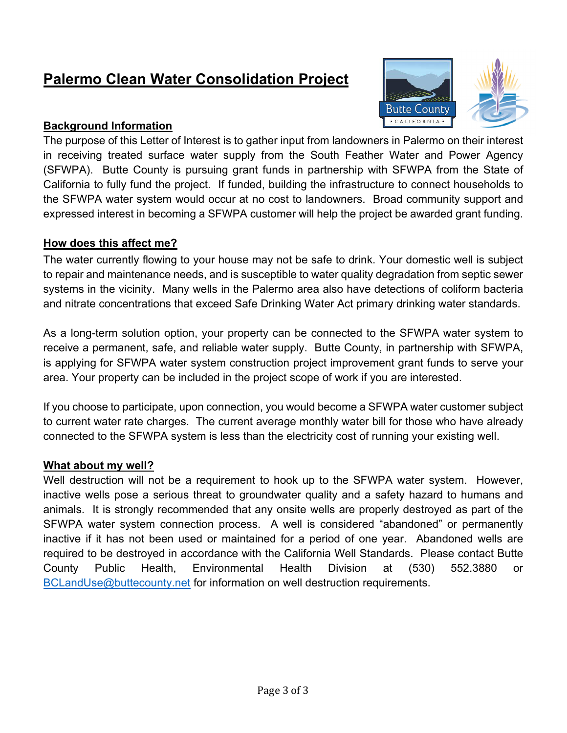# Palermo Clean Water Consolidation Project

## Background Information

The purpose of this Letter of Interest is to gather input from landowners in Palermo on their interest in receiving treated surface water supply from the South Feather Water and Power Agency (SFWPA). Butte County is pursuing grant funds in partnership with SFWPA from the State of California to fully fund the project. If funded, building the infrastructure to connect households to the SFWPA water system would occur at no cost to landowners. Broad community support and expressed interest in becoming a SFWPA customer will help the project be awarded grant funding.

## How does this affect me?

The water currently flowing to your house may not be safe to drink. Your domestic well is subject to repair and maintenance needs, and is susceptible to water quality degradation from septic sewer systems in the vicinity. Many wells in the Palermo area also have detections of coliform bacteria and nitrate concentrations that exceed Safe Drinking Water Act primary drinking water standards.

As a long-term solution option, your property can be connected to the SFWPA water system to receive a permanent, safe, and reliable water supply. Butte County, in partnership with SFWPA, is applying for SFWPA water system construction project improvement grant funds to serve your area. Your property can be included in the project scope of work if you are interested.

If you choose to participate, upon connection, you would become a SFWPA water customer subject to current water rate charges. The current average monthly water bill for those who have already connected to the SFWPA system is less than the electricity cost of running your existing well.

## What about my well?

Well destruction will not be a requirement to hook up to the SFWPA water system. However, inactive wells pose a serious threat to groundwater quality and a safety hazard to humans and animals. It is strongly recommended that any onsite wells are properly destroyed as part of the SFWPA water system connection process. A well is considered "abandoned" or permanently inactive if it has not been used or maintained for a period of one year. Abandoned wells are required to be destroyed in accordance with the California Well Standards. Please contact Butte County Public Health, Environmental Health Division at (530) 552.3880 or BCLandUse@buttecounty.net for information on well destruction requirements.